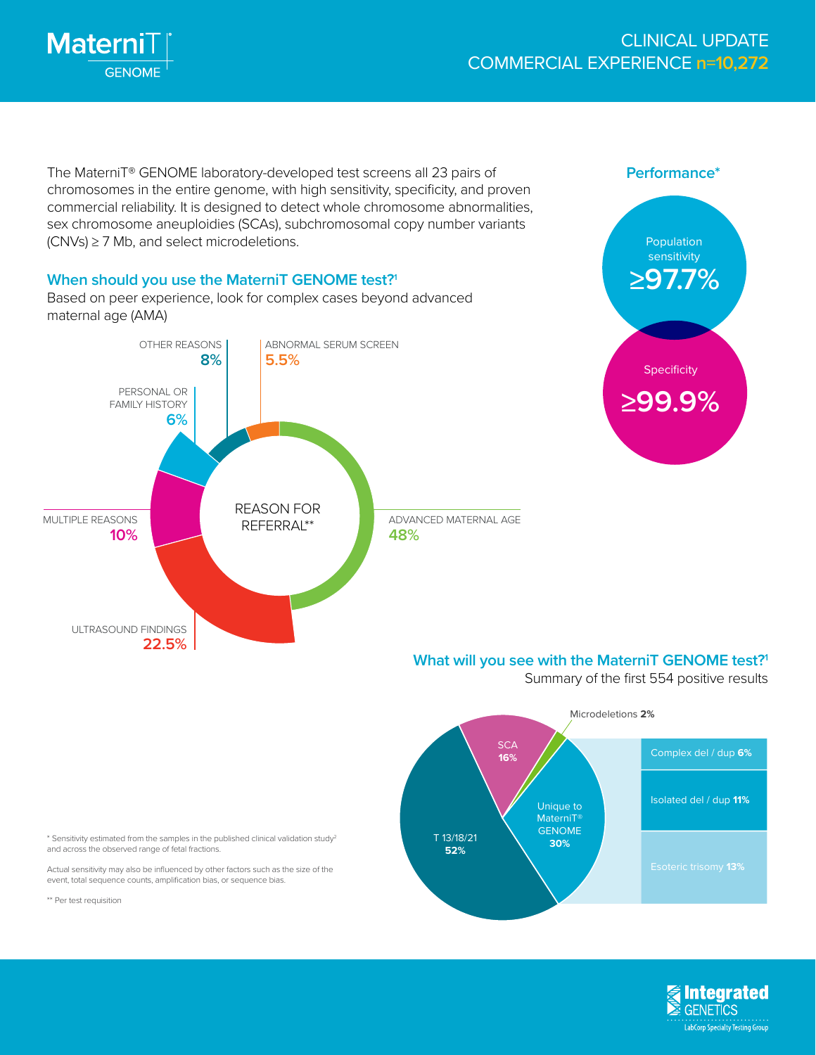MaterniT GENOME

# CLINICAL UPDATE
# COMMERCIAL EXPERIENCE n=10,272

The MaterniT® GENOME laboratory-developed test screens all 23 pairs of chromosomes in the entire genome, with high sensitivity, specificity, and proven commercial reliability. It is designed to detect whole chromosome abnormalities, sex chromosome aneuploidies (SCAs), subchromosomal copy number variants (CNVs) ≥ 7 Mb, and select microdeletions.

## Performance*

Population sensitivity **≥97.7%**

Specificity **≥99.9%**

## When should you use the MaterniT GENOME test?[1]

Based on peer experience, look for complex cases beyond advanced maternal age (AMA)

**REASON FOR REFERRAL****

| Reason | % |
|---|---|
| ADVANCED MATERNAL AGE | 48% |
| ULTRASOUND FINDINGS | 22.5% |
| MULTIPLE REASONS | 10% |
| OTHER REASONS | 8% |
| PERSONAL OR FAMILY HISTORY | 6% |
| ABNORMAL SERUM SCREEN | 5.5% |

## What will you see with the MaterniT GENOME test?[1]

Summary of the first 554 positive results

| Result | % |
|---|---|
| T 13/18/21 | 52% |
| SCA | 16% |
| Microdeletions | 2% |
| Unique to MaterniT® GENOME | 30% |
| – Complex del / dup | 6% |
| – Isolated del / dup | 11% |
| – Esoteric trisomy | 13% |

\* Sensitivity estimated from the samples in the published clinical validation study[2] and across the observed range of fetal fractions.

Actual sensitivity may also be influenced by other factors such as the size of the event, total sequence counts, amplification bias, or sequence bias.

** Per test requisition

Integrated GENETICS
LabCorp Specialty Testing Group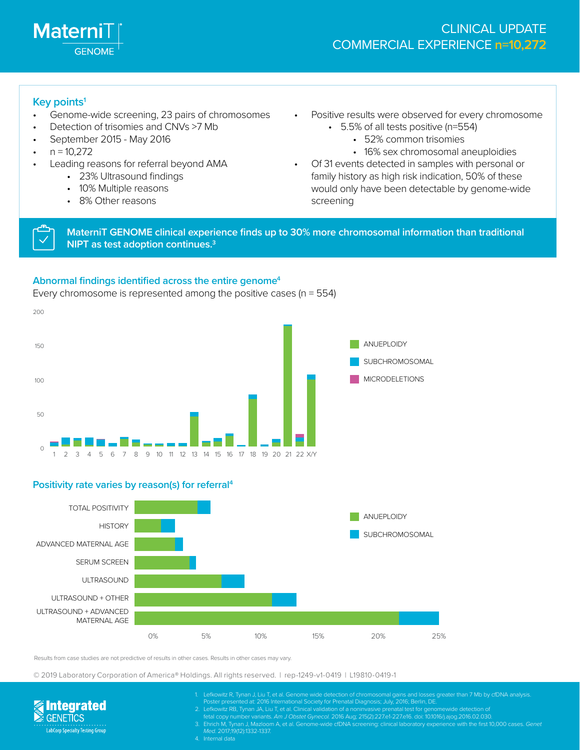MaterniT GENOME

# CLINICAL UPDATE
# COMMERCIAL EXPERIENCE n=10,272

## Key points[1]

- Genome-wide screening, 23 pairs of chromosomes
- Detection of trisomies and CNVs >7 Mb
- September 2015 - May 2016
- n = 10,272
- Leading reasons for referral beyond AMA
  - 23% Ultrasound findings
  - 10% Multiple reasons
  - 8% Other reasons
- Positive results were observed for every chromosome
  - 5.5% of all tests positive (n=554)
    - 52% common trisomies
    - 16% sex chromosomal aneuploidies
- Of 31 events detected in samples with personal or family history as high risk indication, 50% of these would only have been detectable by genome-wide screening

**MaterniT GENOME clinical experience finds up to 30% more chromosomal information than traditional NIPT as test adoption continues.[3]**

## Abnormal findings identified across the entire genome[4]

Every chromosome is represented among the positive cases (n = 554)

200
150
100
50
0

1 2 3 4 5 6 7 8 9 10 11 12 13 14 15 16 17 18 19 20 21 22 X/Y

ANUEPLOIDY
SUBCHROMOSOMAL
MICRODELETIONS

## Positivity rate varies by reason(s) for referral[4]

TOTAL POSITIVITY
HISTORY
ADVANCED MATERNAL AGE
SERUM SCREEN
ULTRASOUND
ULTRASOUND + OTHER
ULTRASOUND + ADVANCED MATERNAL AGE

0% 5% 10% 15% 20% 25%

ANUEPLOIDY
SUBCHROMOSOMAL

Results from case studies are not predictive of results in other cases. Results in other cases may vary.

© 2019 Laboratory Corporation of America® Holdings. All rights reserved. | rep-1249-v1-0419 | L19810-0419-1

Integrated GENETICS
LabCorp Specialty Testing Group

1. Lefkowitz R, Tynan J, Liu T, et al. Genome wide detection of chromosomal gains and losses greater than 7 Mb by cfDNA analysis. Poster presented at: 2016 International Society for Prenatal Diagnosis; July, 2016; Berlin, DE.
2. Lefkowitz RB, Tynan JA, Liu T, et al. Clinical validation of a noninvasive prenatal test for genomewide detection of fetal copy number variants. *Am J Obstet Gynecol.* 2016 Aug; 215(2):227.e1-227.e16. doi: 10.1016/j.ajog.2016.02.030.
3. Ehrich M, Tynan J, Mazloom A, et al. Genome-wide cfDNA screening: clinical laboratory experience with the first 10,000 cases. *Genet Med.* 2017;19(12):1332-1337.
4. Internal data